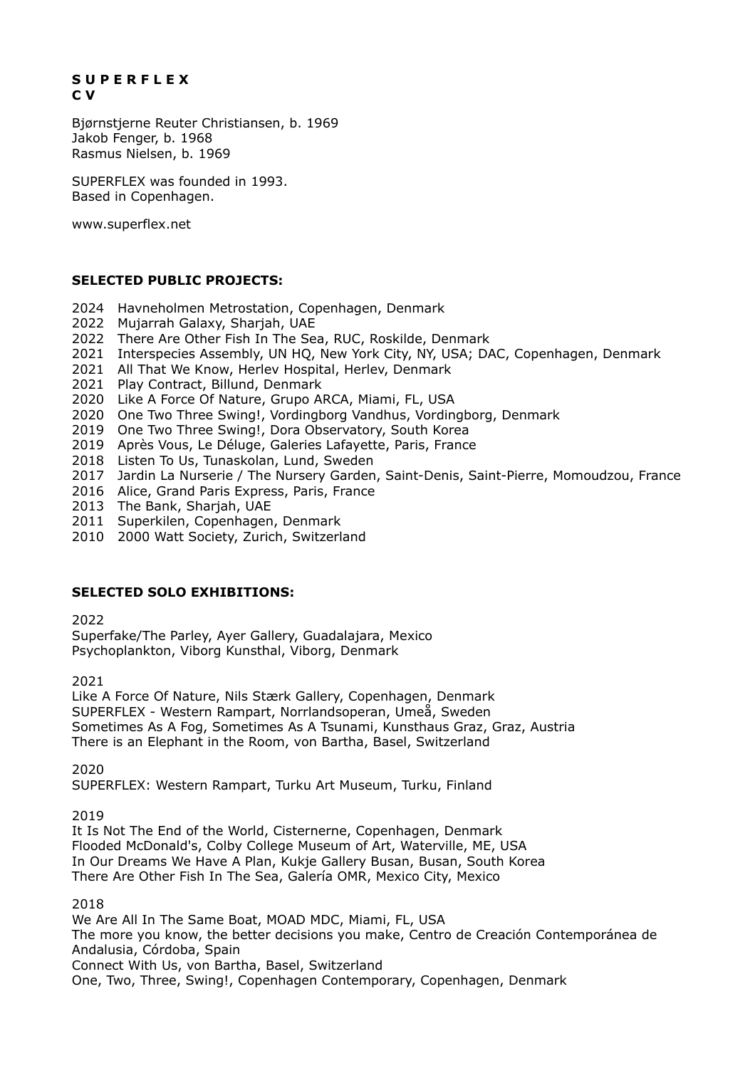**S U P E R F L E X**
**C V**

Bjørnstjerne Reuter Christiansen, b. 1969
Jakob Fenger, b. 1968
Rasmus Nielsen, b. 1969

SUPERFLEX was founded in 1993.
Based in Copenhagen.

www.superflex.net

**SELECTED PUBLIC PROJECTS:**

2024 Havneholmen Metrostation, Copenhagen, Denmark
2022 Mujarrah Galaxy, Sharjah, UAE
2022 There Are Other Fish In The Sea, RUC, Roskilde, Denmark
2021 Interspecies Assembly, UN HQ, New York City, NY, USA; DAC, Copenhagen, Denmark
2021 All That We Know, Herlev Hospital, Herlev, Denmark
2021 Play Contract, Billund, Denmark
2020 Like A Force Of Nature, Grupo ARCA, Miami, FL, USA
2020 One Two Three Swing!, Vordingborg Vandhus, Vordingborg, Denmark
2019 One Two Three Swing!, Dora Observatory, South Korea
2019 Après Vous, Le Déluge, Galeries Lafayette, Paris, France
2018 Listen To Us, Tunaskolan, Lund, Sweden
2017 Jardin La Nurserie / The Nursery Garden, Saint-Denis, Saint-Pierre, Momoudzou, France
2016 Alice, Grand Paris Express, Paris, France
2013 The Bank, Sharjah, UAE
2011 Superkilen, Copenhagen, Denmark
2010 2000 Watt Society, Zurich, Switzerland

**SELECTED SOLO EXHIBITIONS:**

2022
Superfake/The Parley, Ayer Gallery, Guadalajara, Mexico
Psychoplankton, Viborg Kunsthal, Viborg, Denmark

2021
Like A Force Of Nature, Nils Stærk Gallery, Copenhagen, Denmark
SUPERFLEX - Western Rampart, Norrlandsoperan, Umeå, Sweden
Sometimes As A Fog, Sometimes As A Tsunami, Kunsthaus Graz, Graz, Austria
There is an Elephant in the Room, von Bartha, Basel, Switzerland

2020
SUPERFLEX: Western Rampart, Turku Art Museum, Turku, Finland

2019
It Is Not The End of the World, Cisternerne, Copenhagen, Denmark
Flooded McDonald's, Colby College Museum of Art, Waterville, ME, USA
In Our Dreams We Have A Plan, Kukje Gallery Busan, Busan, South Korea
There Are Other Fish In The Sea, Galería OMR, Mexico City, Mexico

2018
We Are All In The Same Boat, MOAD MDC, Miami, FL, USA
The more you know, the better decisions you make, Centro de Creación Contemporánea de Andalusia, Córdoba, Spain
Connect With Us, von Bartha, Basel, Switzerland
One, Two, Three, Swing!, Copenhagen Contemporary, Copenhagen, Denmark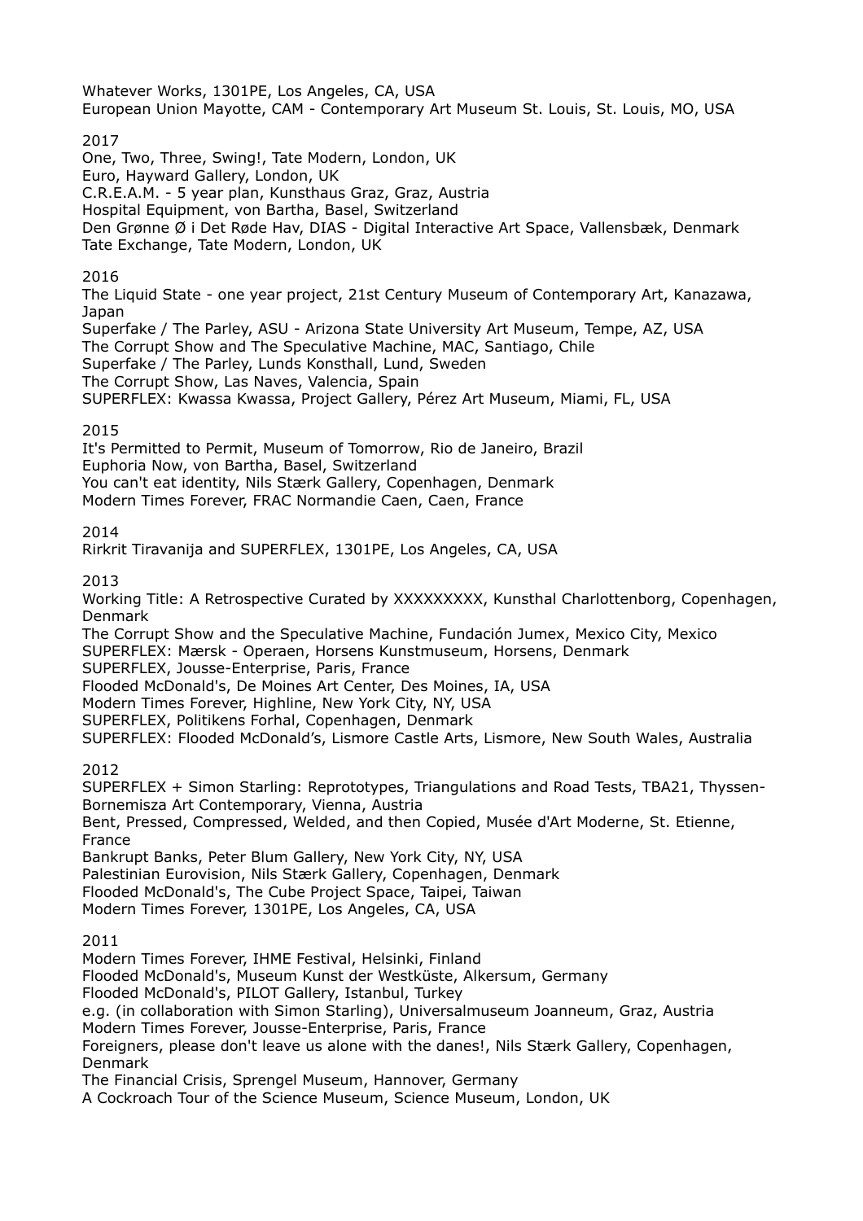Whatever Works, 1301PE, Los Angeles, CA, USA
European Union Mayotte, CAM - Contemporary Art Museum St. Louis, St. Louis, MO, USA

2017
One, Two, Three, Swing!, Tate Modern, London, UK
Euro, Hayward Gallery, London, UK
C.R.E.A.M. - 5 year plan, Kunsthaus Graz, Graz, Austria
Hospital Equipment, von Bartha, Basel, Switzerland
Den Grønne Ø i Det Røde Hav, DIAS - Digital Interactive Art Space, Vallensbæk, Denmark
Tate Exchange, Tate Modern, London, UK

2016
The Liquid State - one year project, 21st Century Museum of Contemporary Art, Kanazawa, Japan
Superfake / The Parley, ASU - Arizona State University Art Museum, Tempe, AZ, USA
The Corrupt Show and The Speculative Machine, MAC, Santiago, Chile
Superfake / The Parley, Lunds Konsthall, Lund, Sweden
The Corrupt Show, Las Naves, Valencia, Spain
SUPERFLEX: Kwassa Kwassa, Project Gallery, Pérez Art Museum, Miami, FL, USA

2015
It's Permitted to Permit, Museum of Tomorrow, Rio de Janeiro, Brazil
Euphoria Now, von Bartha, Basel, Switzerland
You can't eat identity, Nils Stærk Gallery, Copenhagen, Denmark
Modern Times Forever, FRAC Normandie Caen, Caen, France

2014
Rirkrit Tiravanija and SUPERFLEX, 1301PE, Los Angeles, CA, USA

2013
Working Title: A Retrospective Curated by XXXXXXXXX, Kunsthal Charlottenborg, Copenhagen, Denmark
The Corrupt Show and the Speculative Machine, Fundación Jumex, Mexico City, Mexico
SUPERFLEX: Mærsk - Operaen, Horsens Kunstmuseum, Horsens, Denmark
SUPERFLEX, Jousse-Enterprise, Paris, France
Flooded McDonald's, De Moines Art Center, Des Moines, IA, USA
Modern Times Forever, Highline, New York City, NY, USA
SUPERFLEX, Politikens Forhal, Copenhagen, Denmark
SUPERFLEX: Flooded McDonald's, Lismore Castle Arts, Lismore, New South Wales, Australia

2012
SUPERFLEX + Simon Starling: Reprototypes, Triangulations and Road Tests, TBA21, Thyssen-Bornemisza Art Contemporary, Vienna, Austria
Bent, Pressed, Compressed, Welded, and then Copied, Musée d'Art Moderne, St. Etienne, France
Bankrupt Banks, Peter Blum Gallery, New York City, NY, USA
Palestinian Eurovision, Nils Stærk Gallery, Copenhagen, Denmark
Flooded McDonald's, The Cube Project Space, Taipei, Taiwan
Modern Times Forever, 1301PE, Los Angeles, CA, USA

2011
Modern Times Forever, IHME Festival, Helsinki, Finland
Flooded McDonald's, Museum Kunst der Westküste, Alkersum, Germany
Flooded McDonald's, PILOT Gallery, Istanbul, Turkey
e.g. (in collaboration with Simon Starling), Universalmuseum Joanneum, Graz, Austria
Modern Times Forever, Jousse-Enterprise, Paris, France
Foreigners, please don't leave us alone with the danes!, Nils Stærk Gallery, Copenhagen, Denmark
The Financial Crisis, Sprengel Museum, Hannover, Germany
A Cockroach Tour of the Science Museum, Science Museum, London, UK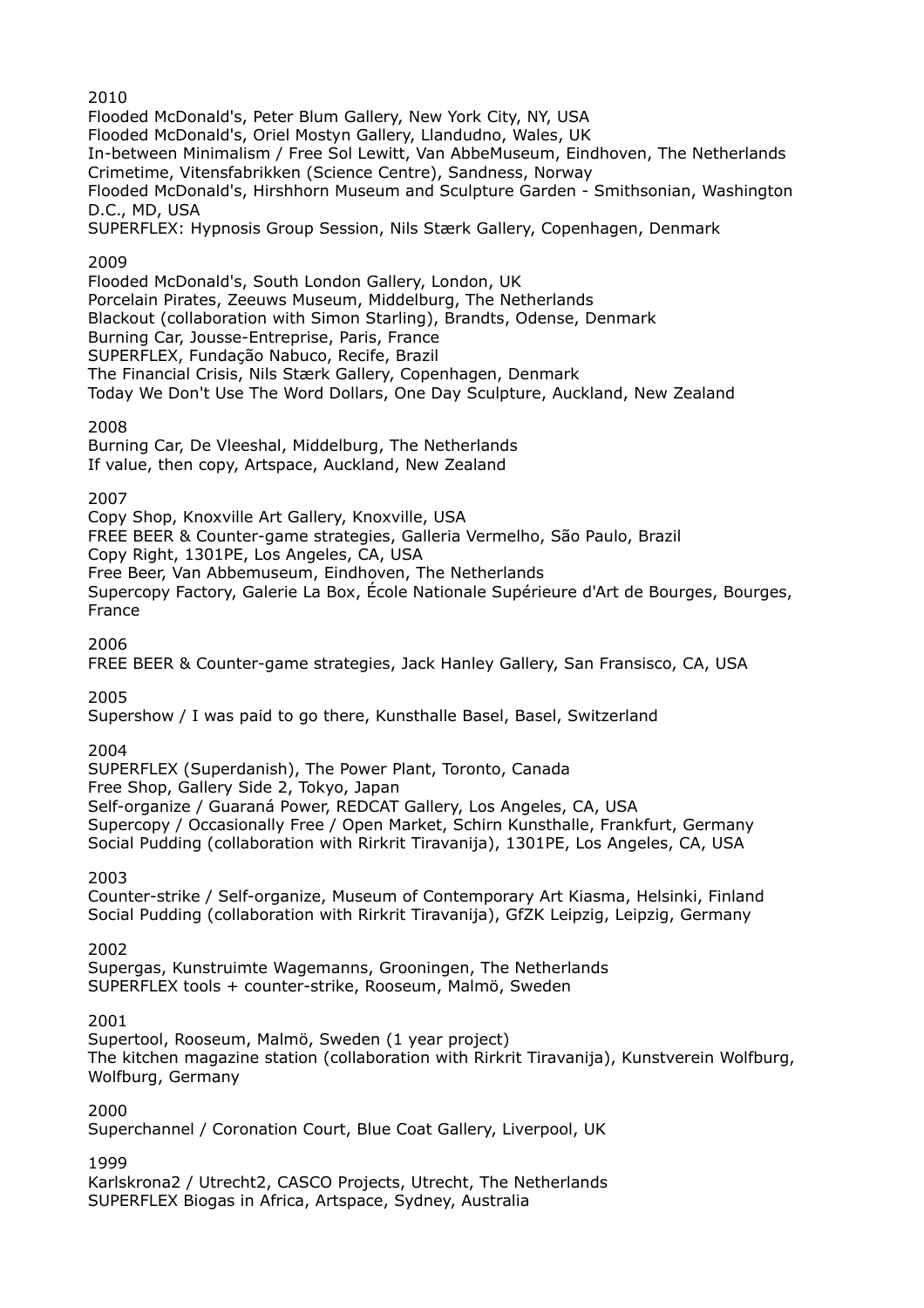2010

Flooded McDonald's, Peter Blum Gallery, New York City, NY, USA
Flooded McDonald's, Oriel Mostyn Gallery, Llandudno, Wales, UK
In-between Minimalism / Free Sol Lewitt, Van AbbeMuseum, Eindhoven, The Netherlands
Crimetime, Vitensfabrikken (Science Centre), Sandness, Norway
Flooded McDonald's, Hirshhorn Museum and Sculpture Garden - Smithsonian, Washington D.C., MD, USA
SUPERFLEX: Hypnosis Group Session, Nils Stærk Gallery, Copenhagen, Denmark

2009

Flooded McDonald's, South London Gallery, London, UK
Porcelain Pirates, Zeeuws Museum, Middelburg, The Netherlands
Blackout (collaboration with Simon Starling), Brandts, Odense, Denmark
Burning Car, Jousse-Entreprise, Paris, France
SUPERFLEX, Fundação Nabuco, Recife, Brazil
The Financial Crisis, Nils Stærk Gallery, Copenhagen, Denmark
Today We Don't Use The Word Dollars, One Day Sculpture, Auckland, New Zealand

2008

Burning Car, De Vleeshal, Middelburg, The Netherlands
If value, then copy, Artspace, Auckland, New Zealand

2007

Copy Shop, Knoxville Art Gallery, Knoxville, USA
FREE BEER & Counter-game strategies, Galleria Vermelho, São Paulo, Brazil
Copy Right, 1301PE, Los Angeles, CA, USA
Free Beer, Van Abbemuseum, Eindhoven, The Netherlands
Supercopy Factory, Galerie La Box, École Nationale Supérieure d'Art de Bourges, Bourges, France

2006

FREE BEER & Counter-game strategies, Jack Hanley Gallery, San Fransisco, CA, USA

2005

Supershow / I was paid to go there, Kunsthalle Basel, Basel, Switzerland

2004

SUPERFLEX (Superdanish), The Power Plant, Toronto, Canada
Free Shop, Gallery Side 2, Tokyo, Japan
Self-organize / Guaraná Power, REDCAT Gallery, Los Angeles, CA, USA
Supercopy / Occasionally Free / Open Market, Schirn Kunsthalle, Frankfurt, Germany
Social Pudding (collaboration with Rirkrit Tiravanija), 1301PE, Los Angeles, CA, USA

2003

Counter-strike / Self-organize, Museum of Contemporary Art Kiasma, Helsinki, Finland
Social Pudding (collaboration with Rirkrit Tiravanija), GfZK Leipzig, Leipzig, Germany

2002

Supergas, Kunstruimte Wagemanns, Grooningen, The Netherlands
SUPERFLEX tools + counter-strike, Rooseum, Malmö, Sweden

2001

Supertool, Rooseum, Malmö, Sweden (1 year project)
The kitchen magazine station (collaboration with Rirkrit Tiravanija), Kunstverein Wolfburg, Wolfburg, Germany

2000

Superchannel / Coronation Court, Blue Coat Gallery, Liverpool, UK

1999

Karlskrona2 / Utrecht2, CASCO Projects, Utrecht, The Netherlands
SUPERFLEX Biogas in Africa, Artspace, Sydney, Australia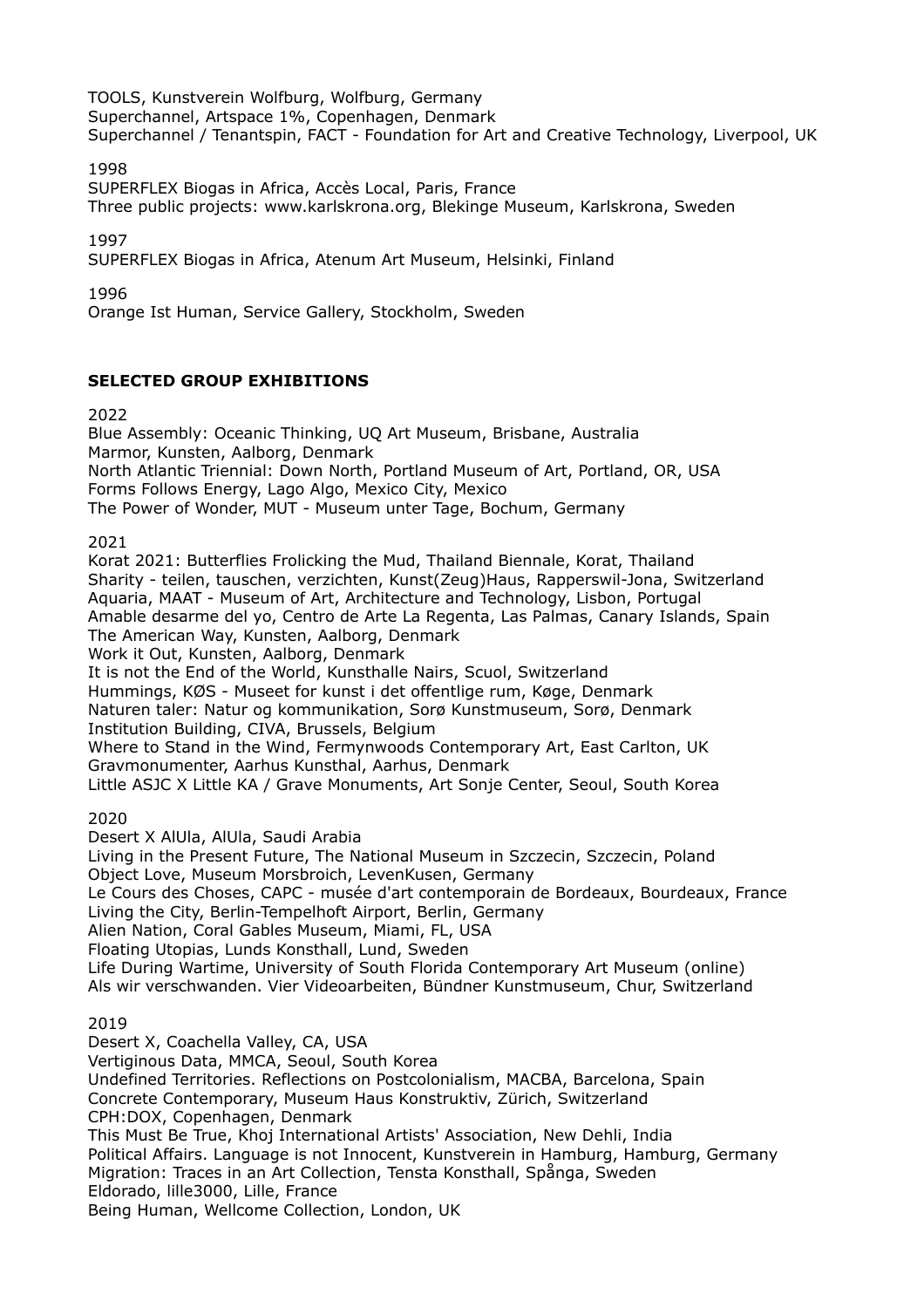TOOLS, Kunstverein Wolfburg, Wolfburg, Germany
Superchannel, Artspace 1%, Copenhagen, Denmark
Superchannel / Tenantspin, FACT - Foundation for Art and Creative Technology, Liverpool, UK

1998
SUPERFLEX Biogas in Africa, Accès Local, Paris, France
Three public projects: www.karlskrona.org, Blekinge Museum, Karlskrona, Sweden

1997
SUPERFLEX Biogas in Africa, Atenum Art Museum, Helsinki, Finland

1996
Orange Ist Human, Service Gallery, Stockholm, Sweden

## SELECTED GROUP EXHIBITIONS

2022
Blue Assembly: Oceanic Thinking, UQ Art Museum, Brisbane, Australia
Marmor, Kunsten, Aalborg, Denmark
North Atlantic Triennial: Down North, Portland Museum of Art, Portland, OR, USA
Forms Follows Energy, Lago Algo, Mexico City, Mexico
The Power of Wonder, MUT - Museum unter Tage, Bochum, Germany

2021
Korat 2021: Butterflies Frolicking the Mud, Thailand Biennale, Korat, Thailand
Sharity - teilen, tauschen, verzichten, Kunst(Zeug)Haus, Rapperswil-Jona, Switzerland
Aquaria, MAAT - Museum of Art, Architecture and Technology, Lisbon, Portugal
Amable desarme del yo, Centro de Arte La Regenta, Las Palmas, Canary Islands, Spain
The American Way, Kunsten, Aalborg, Denmark
Work it Out, Kunsten, Aalborg, Denmark
It is not the End of the World, Kunsthalle Nairs, Scuol, Switzerland
Hummings, KØS - Museet for kunst i det offentlige rum, Køge, Denmark
Naturen taler: Natur og kommunikation, Sorø Kunstmuseum, Sorø, Denmark
Institution Building, CIVA, Brussels, Belgium
Where to Stand in the Wind, Fermynwoods Contemporary Art, East Carlton, UK
Gravmonumenter, Aarhus Kunsthal, Aarhus, Denmark
Little ASJC X Little KA / Grave Monuments, Art Sonje Center, Seoul, South Korea

2020
Desert X AlUla, AlUla, Saudi Arabia
Living in the Present Future, The National Museum in Szczecin, Szczecin, Poland
Object Love, Museum Morsbroich, LevenKusen, Germany
Le Cours des Choses, CAPC - musée d'art contemporain de Bordeaux, Bourdeaux, France
Living the City, Berlin-Tempelhoft Airport, Berlin, Germany
Alien Nation, Coral Gables Museum, Miami, FL, USA
Floating Utopias, Lunds Konsthall, Lund, Sweden
Life During Wartime, University of South Florida Contemporary Art Museum (online)
Als wir verschwanden. Vier Videoarbeiten, Bündner Kunstmuseum, Chur, Switzerland

2019
Desert X, Coachella Valley, CA, USA
Vertiginous Data, MMCA, Seoul, South Korea
Undefined Territories. Reflections on Postcolonialism, MACBA, Barcelona, Spain
Concrete Contemporary, Museum Haus Konstruktiv, Zürich, Switzerland
CPH:DOX, Copenhagen, Denmark
This Must Be True, Khoj International Artists' Association, New Dehli, India
Political Affairs. Language is not Innocent, Kunstverein in Hamburg, Hamburg, Germany
Migration: Traces in an Art Collection, Tensta Konsthall, Spånga, Sweden
Eldorado, lille3000, Lille, France
Being Human, Wellcome Collection, London, UK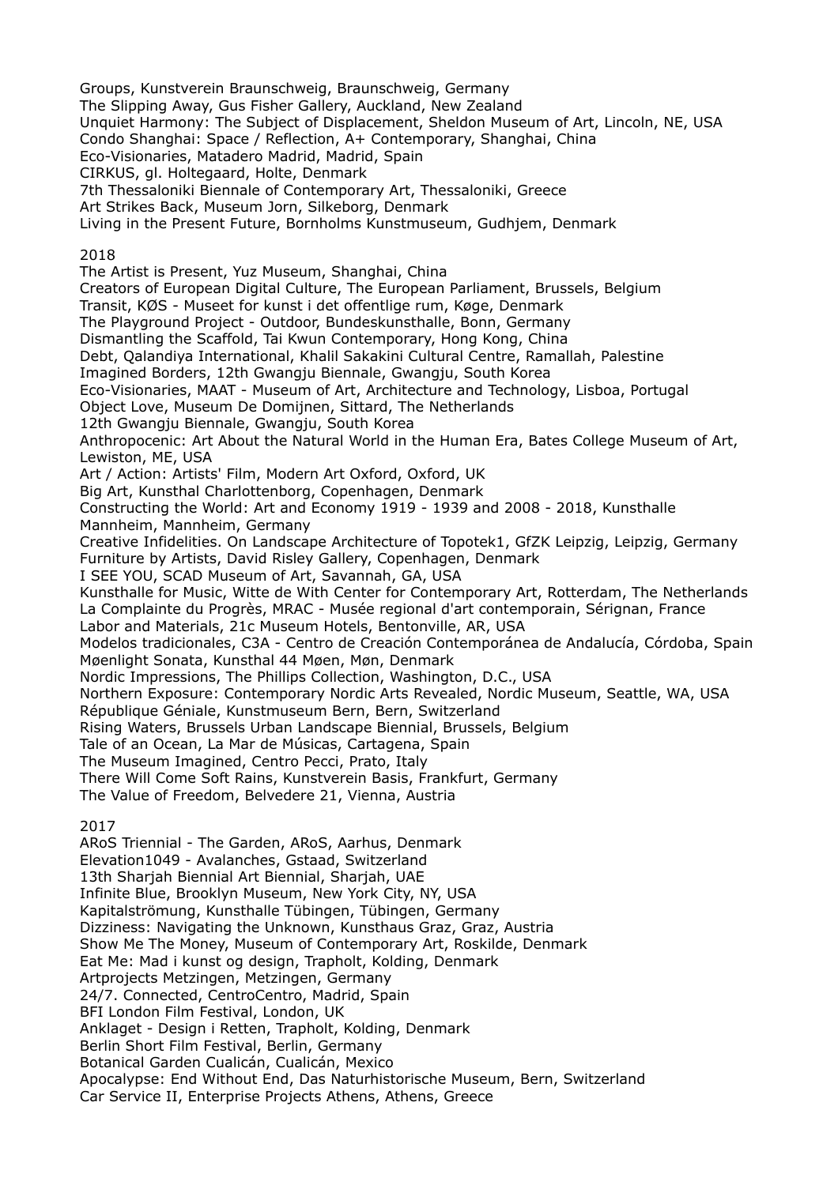Groups, Kunstverein Braunschweig, Braunschweig, Germany
The Slipping Away, Gus Fisher Gallery, Auckland, New Zealand
Unquiet Harmony: The Subject of Displacement, Sheldon Museum of Art, Lincoln, NE, USA
Condo Shanghai: Space / Reflection, A+ Contemporary, Shanghai, China
Eco-Visionaries, Matadero Madrid, Madrid, Spain
CIRKUS, gl. Holtegaard, Holte, Denmark
7th Thessaloniki Biennale of Contemporary Art, Thessaloniki, Greece
Art Strikes Back, Museum Jorn, Silkeborg, Denmark
Living in the Present Future, Bornholms Kunstmuseum, Gudhjem, Denmark

2018
The Artist is Present, Yuz Museum, Shanghai, China
Creators of European Digital Culture, The European Parliament, Brussels, Belgium
Transit, KØS - Museet for kunst i det offentlige rum, Køge, Denmark
The Playground Project - Outdoor, Bundeskunsthalle, Bonn, Germany
Dismantling the Scaffold, Tai Kwun Contemporary, Hong Kong, China
Debt, Qalandiya International, Khalil Sakakini Cultural Centre, Ramallah, Palestine
Imagined Borders, 12th Gwangju Biennale, Gwangju, South Korea
Eco-Visionaries, MAAT - Museum of Art, Architecture and Technology, Lisboa, Portugal
Object Love, Museum De Domijnen, Sittard, The Netherlands
12th Gwangju Biennale, Gwangju, South Korea
Anthropocenic: Art About the Natural World in the Human Era, Bates College Museum of Art, Lewiston, ME, USA
Art / Action: Artists' Film, Modern Art Oxford, Oxford, UK
Big Art, Kunsthal Charlottenborg, Copenhagen, Denmark
Constructing the World: Art and Economy 1919 - 1939 and 2008 - 2018, Kunsthalle Mannheim, Mannheim, Germany
Creative Infidelities. On Landscape Architecture of Topotek1, GfZK Leipzig, Leipzig, Germany
Furniture by Artists, David Risley Gallery, Copenhagen, Denmark
I SEE YOU, SCAD Museum of Art, Savannah, GA, USA
Kunsthalle for Music, Witte de With Center for Contemporary Art, Rotterdam, The Netherlands
La Complainte du Progrès, MRAC - Musée regional d'art contemporain, Sérignan, France
Labor and Materials, 21c Museum Hotels, Bentonville, AR, USA
Modelos tradicionales, C3A - Centro de Creación Contemporánea de Andalucía, Córdoba, Spain
Møenlight Sonata, Kunsthal 44 Møen, Møn, Denmark
Nordic Impressions, The Phillips Collection, Washington, D.C., USA
Northern Exposure: Contemporary Nordic Arts Revealed, Nordic Museum, Seattle, WA, USA
République Géniale, Kunstmuseum Bern, Bern, Switzerland
Rising Waters, Brussels Urban Landscape Biennial, Brussels, Belgium
Tale of an Ocean, La Mar de Músicas, Cartagena, Spain
The Museum Imagined, Centro Pecci, Prato, Italy
There Will Come Soft Rains, Kunstverein Basis, Frankfurt, Germany
The Value of Freedom, Belvedere 21, Vienna, Austria

2017
ARoS Triennial - The Garden, ARoS, Aarhus, Denmark
Elevation1049 - Avalanches, Gstaad, Switzerland
13th Sharjah Biennial Art Biennial, Sharjah, UAE
Infinite Blue, Brooklyn Museum, New York City, NY, USA
Kapitalströmung, Kunsthalle Tübingen, Tübingen, Germany
Dizziness: Navigating the Unknown, Kunsthaus Graz, Graz, Austria
Show Me The Money, Museum of Contemporary Art, Roskilde, Denmark
Eat Me: Mad i kunst og design, Trapholt, Kolding, Denmark
Artprojects Metzingen, Metzingen, Germany
24/7. Connected, CentroCentro, Madrid, Spain
BFI London Film Festival, London, UK
Anklaget - Design i Retten, Trapholt, Kolding, Denmark
Berlin Short Film Festival, Berlin, Germany
Botanical Garden Cualicán, Cualicán, Mexico
Apocalypse: End Without End, Das Naturhistorische Museum, Bern, Switzerland
Car Service II, Enterprise Projects Athens, Athens, Greece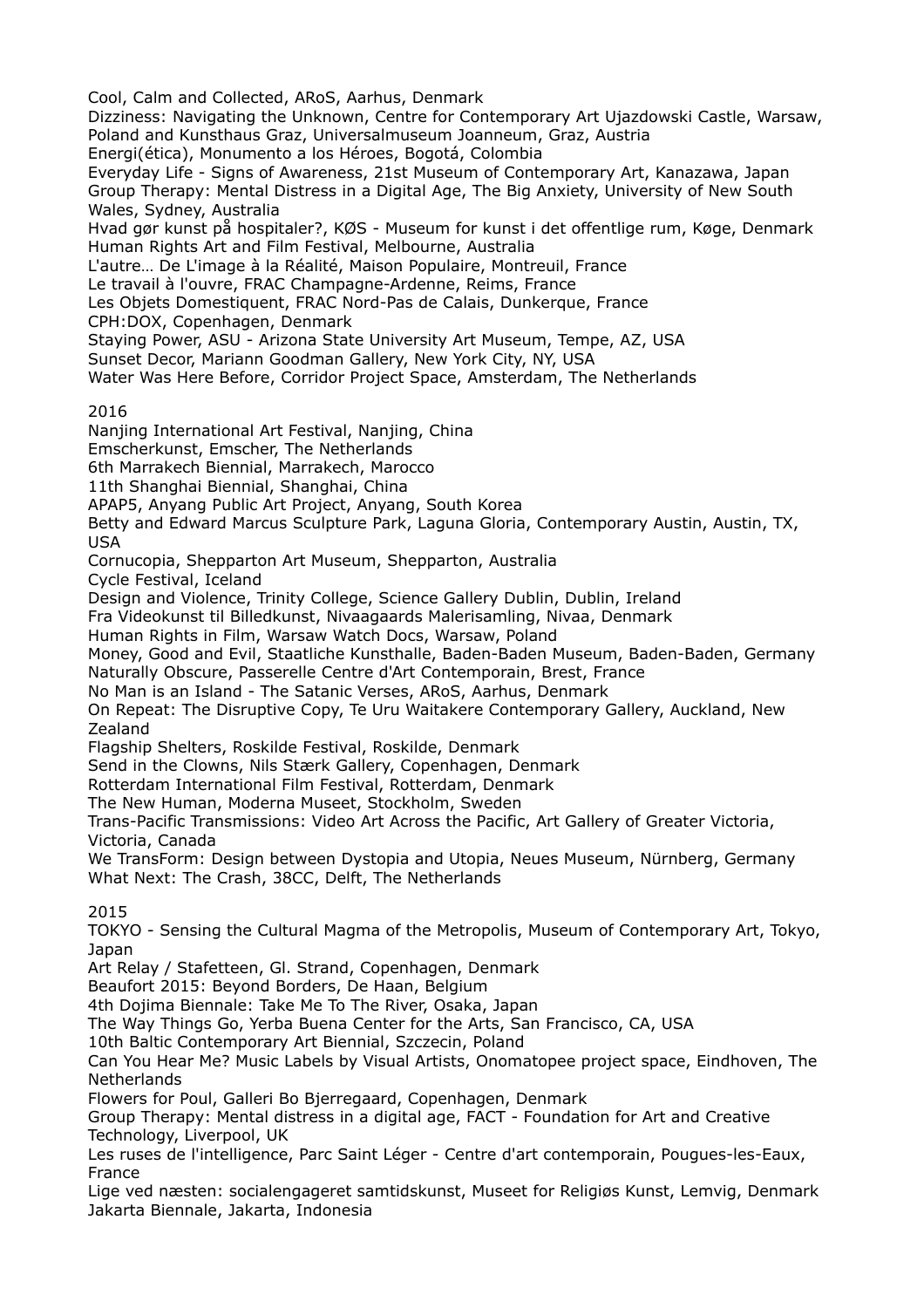Cool, Calm and Collected, ARoS, Aarhus, Denmark
Dizziness: Navigating the Unknown, Centre for Contemporary Art Ujazdowski Castle, Warsaw, Poland and Kunsthaus Graz, Universalmuseum Joanneum, Graz, Austria
Energi(ética), Monumento a los Héroes, Bogotá, Colombia
Everyday Life - Signs of Awareness, 21st Museum of Contemporary Art, Kanazawa, Japan
Group Therapy: Mental Distress in a Digital Age, The Big Anxiety, University of New South Wales, Sydney, Australia
Hvad gør kunst på hospitaler?, KØS - Museum for kunst i det offentlige rum, Køge, Denmark
Human Rights Art and Film Festival, Melbourne, Australia
L'autre… De L'image à la Réalité, Maison Populaire, Montreuil, France
Le travail à l'ouvre, FRAC Champagne-Ardenne, Reims, France
Les Objets Domestiquent, FRAC Nord-Pas de Calais, Dunkerque, France
CPH:DOX, Copenhagen, Denmark
Staying Power, ASU - Arizona State University Art Museum, Tempe, AZ, USA
Sunset Decor, Mariann Goodman Gallery, New York City, NY, USA
Water Was Here Before, Corridor Project Space, Amsterdam, The Netherlands

2016
Nanjing International Art Festival, Nanjing, China
Emscherkunst, Emscher, The Netherlands
6th Marrakech Biennial, Marrakech, Marocco
11th Shanghai Biennial, Shanghai, China
APAP5, Anyang Public Art Project, Anyang, South Korea
Betty and Edward Marcus Sculpture Park, Laguna Gloria, Contemporary Austin, Austin, TX, USA
Cornucopia, Shepparton Art Museum, Shepparton, Australia
Cycle Festival, Iceland
Design and Violence, Trinity College, Science Gallery Dublin, Dublin, Ireland
Fra Videokunst til Billedkunst, Nivaagaards Malerisamling, Nivaa, Denmark
Human Rights in Film, Warsaw Watch Docs, Warsaw, Poland
Money, Good and Evil, Staatliche Kunsthalle, Baden-Baden Museum, Baden-Baden, Germany
Naturally Obscure, Passerelle Centre d'Art Contemporain, Brest, France
No Man is an Island - The Satanic Verses, ARoS, Aarhus, Denmark
On Repeat: The Disruptive Copy, Te Uru Waitakere Contemporary Gallery, Auckland, New Zealand
Flagship Shelters, Roskilde Festival, Roskilde, Denmark
Send in the Clowns, Nils Stærk Gallery, Copenhagen, Denmark
Rotterdam International Film Festival, Rotterdam, Denmark
The New Human, Moderna Museet, Stockholm, Sweden
Trans-Pacific Transmissions: Video Art Across the Pacific, Art Gallery of Greater Victoria, Victoria, Canada
We TransForm: Design between Dystopia and Utopia, Neues Museum, Nürnberg, Germany
What Next: The Crash, 38CC, Delft, The Netherlands

2015
TOKYO - Sensing the Cultural Magma of the Metropolis, Museum of Contemporary Art, Tokyo, Japan
Art Relay / Stafetteen, Gl. Strand, Copenhagen, Denmark
Beaufort 2015: Beyond Borders, De Haan, Belgium
4th Dojima Biennale: Take Me To The River, Osaka, Japan
The Way Things Go, Yerba Buena Center for the Arts, San Francisco, CA, USA
10th Baltic Contemporary Art Biennial, Szczecin, Poland
Can You Hear Me? Music Labels by Visual Artists, Onomatopee project space, Eindhoven, The Netherlands
Flowers for Poul, Galleri Bo Bjerregaard, Copenhagen, Denmark
Group Therapy: Mental distress in a digital age, FACT - Foundation for Art and Creative Technology, Liverpool, UK
Les ruses de l'intelligence, Parc Saint Léger - Centre d'art contemporain, Pougues-les-Eaux, France
Lige ved næsten: socialengageret samtidskunst, Museet for Religiøs Kunst, Lemvig, Denmark
Jakarta Biennale, Jakarta, Indonesia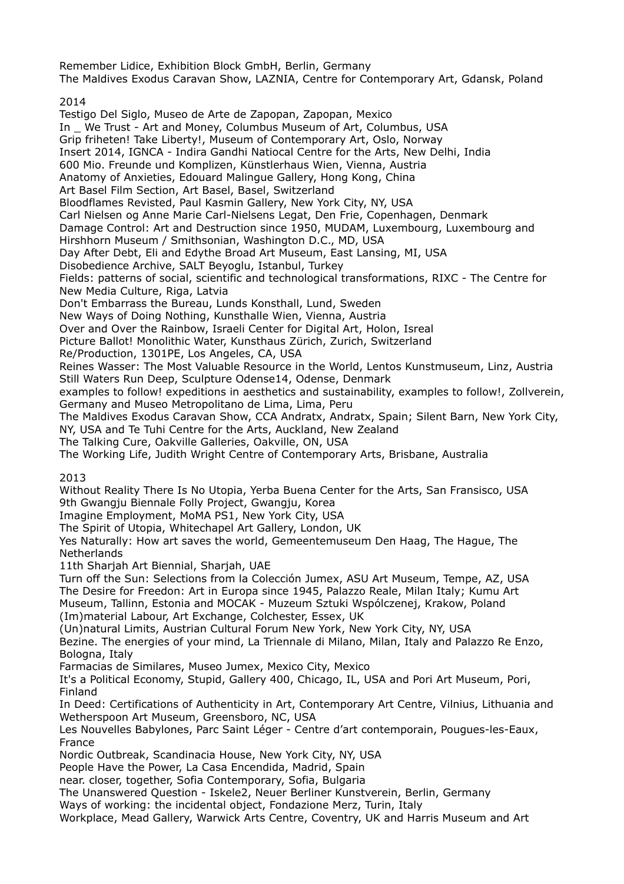Remember Lidice, Exhibition Block GmbH, Berlin, Germany
The Maldives Exodus Caravan Show, LAZNIA, Centre for Contemporary Art, Gdansk, Poland

2014

Testigo Del Siglo, Museo de Arte de Zapopan, Zapopan, Mexico
In _ We Trust - Art and Money, Columbus Museum of Art, Columbus, USA
Grip friheten! Take Liberty!, Museum of Contemporary Art, Oslo, Norway
Insert 2014, IGNCA - Indira Gandhi Natiocal Centre for the Arts, New Delhi, India
600 Mio. Freunde und Komplizen, Künstlerhaus Wien, Vienna, Austria
Anatomy of Anxieties, Edouard Malingue Gallery, Hong Kong, China
Art Basel Film Section, Art Basel, Basel, Switzerland
Bloodflames Revisted, Paul Kasmin Gallery, New York City, NY, USA
Carl Nielsen og Anne Marie Carl-Nielsens Legat, Den Frie, Copenhagen, Denmark
Damage Control: Art and Destruction since 1950, MUDAM, Luxembourg, Luxembourg and Hirshhorn Museum / Smithsonian, Washington D.C., MD, USA
Day After Debt, Eli and Edythe Broad Art Museum, East Lansing, MI, USA
Disobedience Archive, SALT Beyoglu, Istanbul, Turkey
Fields: patterns of social, scientific and technological transformations, RIXC - The Centre for New Media Culture, Riga, Latvia
Don't Embarrass the Bureau, Lunds Konsthall, Lund, Sweden
New Ways of Doing Nothing, Kunsthalle Wien, Vienna, Austria
Over and Over the Rainbow, Israeli Center for Digital Art, Holon, Isreal
Picture Ballot! Monolithic Water, Kunsthaus Zürich, Zurich, Switzerland
Re/Production, 1301PE, Los Angeles, CA, USA
Reines Wasser: The Most Valuable Resource in the World, Lentos Kunstmuseum, Linz, Austria
Still Waters Run Deep, Sculpture Odense14, Odense, Denmark
examples to follow! expeditions in aesthetics and sustainability, examples to follow!, Zollverein, Germany and Museo Metropolitano de Lima, Lima, Peru
The Maldives Exodus Caravan Show, CCA Andratx, Andratx, Spain; Silent Barn, New York City, NY, USA and Te Tuhi Centre for the Arts, Auckland, New Zealand
The Talking Cure, Oakville Galleries, Oakville, ON, USA
The Working Life, Judith Wright Centre of Contemporary Arts, Brisbane, Australia

2013

Without Reality There Is No Utopia, Yerba Buena Center for the Arts, San Fransisco, USA
9th Gwangju Biennale Folly Project, Gwangju, Korea
Imagine Employment, MoMA PS1, New York City, USA
The Spirit of Utopia, Whitechapel Art Gallery, London, UK
Yes Naturally: How art saves the world, Gemeentemuseum Den Haag, The Hague, The Netherlands
11th Sharjah Art Biennial, Sharjah, UAE
Turn off the Sun: Selections from la Colección Jumex, ASU Art Museum, Tempe, AZ, USA
The Desire for Freedon: Art in Europa since 1945, Palazzo Reale, Milan Italy; Kumu Art Museum, Tallinn, Estonia and MOCAK - Muzeum Sztuki Współczenej, Krakow, Poland
(Im)material Labour, Art Exchange, Colchester, Essex, UK
(Un)natural Limits, Austrian Cultural Forum New York, New York City, NY, USA
Bezine. The energies of your mind, La Triennale di Milano, Milan, Italy and Palazzo Re Enzo, Bologna, Italy
Farmacias de Similares, Museo Jumex, Mexico City, Mexico
It's a Political Economy, Stupid, Gallery 400, Chicago, IL, USA and Pori Art Museum, Pori, Finland
In Deed: Certifications of Authenticity in Art, Contemporary Art Centre, Vilnius, Lithuania and Wetherspoon Art Museum, Greensboro, NC, USA
Les Nouvelles Babylones, Parc Saint Léger - Centre d'art contemporain, Pougues-les-Eaux, France
Nordic Outbreak, Scandinacia House, New York City, NY, USA
People Have the Power, La Casa Encendida, Madrid, Spain
near. closer, together, Sofia Contemporary, Sofia, Bulgaria
The Unanswered Question - Iskele2, Neuer Berliner Kunstverein, Berlin, Germany
Ways of working: the incidental object, Fondazione Merz, Turin, Italy
Workplace, Mead Gallery, Warwick Arts Centre, Coventry, UK and Harris Museum and Art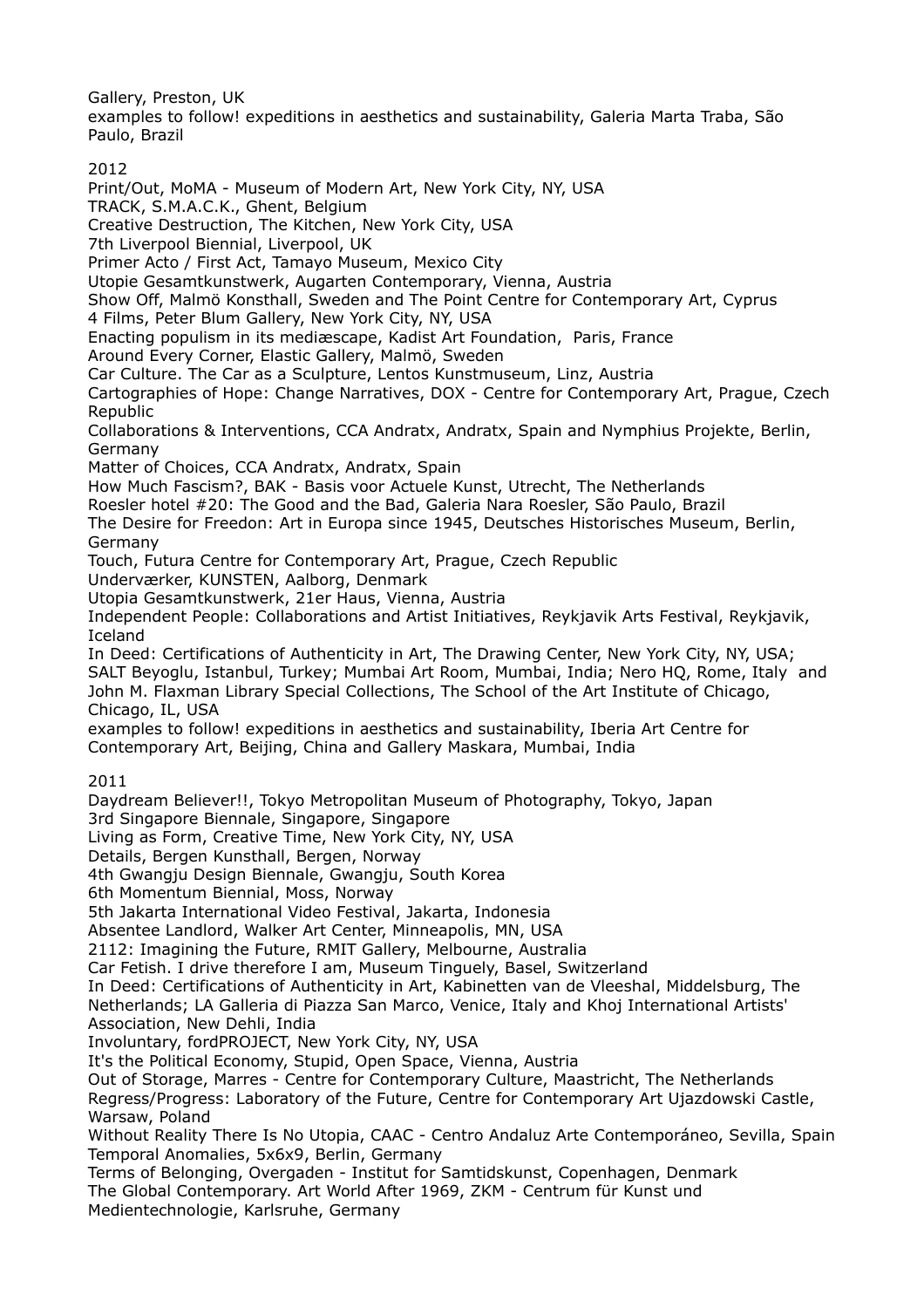Gallery, Preston, UK
examples to follow! expeditions in aesthetics and sustainability, Galeria Marta Traba, São Paulo, Brazil

2012
Print/Out, MoMA - Museum of Modern Art, New York City, NY, USA
TRACK, S.M.A.C.K., Ghent, Belgium
Creative Destruction, The Kitchen, New York City, USA
7th Liverpool Biennial, Liverpool, UK
Primer Acto / First Act, Tamayo Museum, Mexico City
Utopie Gesamtkunstwerk, Augarten Contemporary, Vienna, Austria
Show Off, Malmö Konsthall, Sweden and The Point Centre for Contemporary Art, Cyprus
4 Films, Peter Blum Gallery, New York City, NY, USA
Enacting populism in its mediæscape, Kadist Art Foundation, Paris, France
Around Every Corner, Elastic Gallery, Malmö, Sweden
Car Culture. The Car as a Sculpture, Lentos Kunstmuseum, Linz, Austria
Cartographies of Hope: Change Narratives, DOX - Centre for Contemporary Art, Prague, Czech Republic
Collaborations & Interventions, CCA Andratx, Andratx, Spain and Nymphius Projekte, Berlin, Germany
Matter of Choices, CCA Andratx, Andratx, Spain
How Much Fascism?, BAK - Basis voor Actuele Kunst, Utrecht, The Netherlands
Roesler hotel #20: The Good and the Bad, Galeria Nara Roesler, São Paulo, Brazil
The Desire for Freedon: Art in Europa since 1945, Deutsches Historisches Museum, Berlin, Germany
Touch, Futura Centre for Contemporary Art, Prague, Czech Republic
Underværker, KUNSTEN, Aalborg, Denmark
Utopia Gesamtkunstwerk, 21er Haus, Vienna, Austria
Independent People: Collaborations and Artist Initiatives, Reykjavik Arts Festival, Reykjavik, Iceland
In Deed: Certifications of Authenticity in Art, The Drawing Center, New York City, NY, USA; SALT Beyoglu, Istanbul, Turkey; Mumbai Art Room, Mumbai, India; Nero HQ, Rome, Italy and John M. Flaxman Library Special Collections, The School of the Art Institute of Chicago, Chicago, IL, USA
examples to follow! expeditions in aesthetics and sustainability, Iberia Art Centre for Contemporary Art, Beijing, China and Gallery Maskara, Mumbai, India

2011
Daydream Believer!!, Tokyo Metropolitan Museum of Photography, Tokyo, Japan
3rd Singapore Biennale, Singapore, Singapore
Living as Form, Creative Time, New York City, NY, USA
Details, Bergen Kunsthall, Bergen, Norway
4th Gwangju Design Biennale, Gwangju, South Korea
6th Momentum Biennial, Moss, Norway
5th Jakarta International Video Festival, Jakarta, Indonesia
Absentee Landlord, Walker Art Center, Minneapolis, MN, USA
2112: Imagining the Future, RMIT Gallery, Melbourne, Australia
Car Fetish. I drive therefore I am, Museum Tinguely, Basel, Switzerland
In Deed: Certifications of Authenticity in Art, Kabinetten van de Vleeshal, Middelsburg, The Netherlands; LA Galleria di Piazza San Marco, Venice, Italy and Khoj International Artists' Association, New Dehli, India
Involuntary, fordPROJECT, New York City, NY, USA
It's the Political Economy, Stupid, Open Space, Vienna, Austria
Out of Storage, Marres - Centre for Contemporary Culture, Maastricht, The Netherlands
Regress/Progress: Laboratory of the Future, Centre for Contemporary Art Ujazdowski Castle, Warsaw, Poland
Without Reality There Is No Utopia, CAAC - Centro Andaluz Arte Contemporáneo, Sevilla, Spain
Temporal Anomalies, 5x6x9, Berlin, Germany
Terms of Belonging, Overgaden - Institut for Samtidskunst, Copenhagen, Denmark
The Global Contemporary. Art World After 1969, ZKM - Centrum für Kunst und Medientechnologie, Karlsruhe, Germany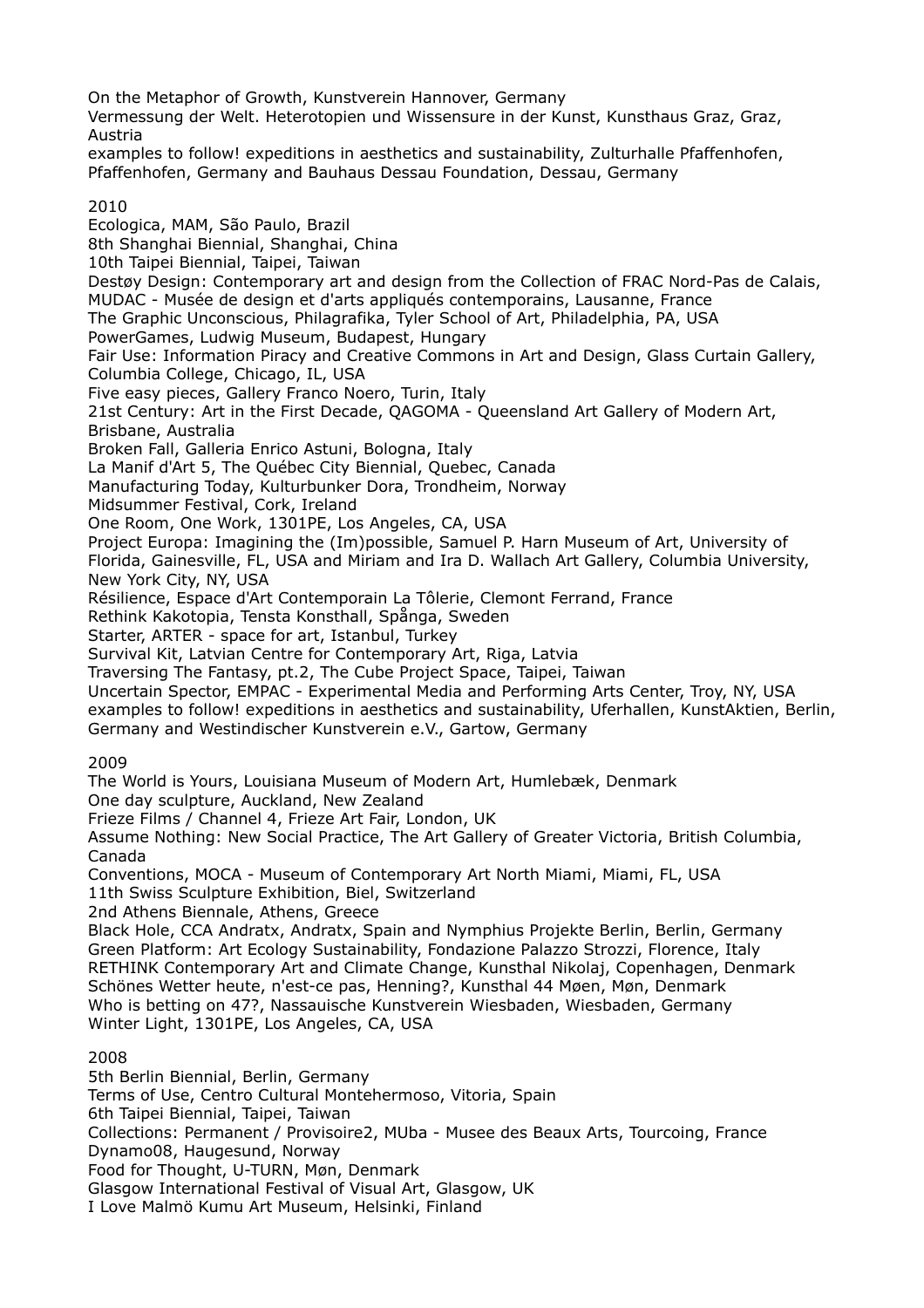On the Metaphor of Growth, Kunstverein Hannover, Germany
Vermessung der Welt. Heterotopien und Wissensure in der Kunst, Kunsthaus Graz, Graz, Austria
examples to follow! expeditions in aesthetics and sustainability, Zulturhalle Pfaffenhofen, Pfaffenhofen, Germany and Bauhaus Dessau Foundation, Dessau, Germany

2010
Ecologica, MAM, São Paulo, Brazil
8th Shanghai Biennial, Shanghai, China
10th Taipei Biennial, Taipei, Taiwan
Destøy Design: Contemporary art and design from the Collection of FRAC Nord-Pas de Calais, MUDAC - Musée de design et d'arts appliqués contemporains, Lausanne, France
The Graphic Unconscious, Philagrafika, Tyler School of Art, Philadelphia, PA, USA
PowerGames, Ludwig Museum, Budapest, Hungary
Fair Use: Information Piracy and Creative Commons in Art and Design, Glass Curtain Gallery, Columbia College, Chicago, IL, USA
Five easy pieces, Gallery Franco Noero, Turin, Italy
21st Century: Art in the First Decade, QAGOMA - Queensland Art Gallery of Modern Art, Brisbane, Australia
Broken Fall, Galleria Enrico Astuni, Bologna, Italy
La Manif d'Art 5, The Québec City Biennial, Quebec, Canada
Manufacturing Today, Kulturbunker Dora, Trondheim, Norway
Midsummer Festival, Cork, Ireland
One Room, One Work, 1301PE, Los Angeles, CA, USA
Project Europa: Imagining the (Im)possible, Samuel P. Harn Museum of Art, University of Florida, Gainesville, FL, USA and Miriam and Ira D. Wallach Art Gallery, Columbia University, New York City, NY, USA
Résilience, Espace d'Art Contemporain La Tôlerie, Clemont Ferrand, France
Rethink Kakotopia, Tensta Konsthall, Spånga, Sweden
Starter, ARTER - space for art, Istanbul, Turkey
Survival Kit, Latvian Centre for Contemporary Art, Riga, Latvia
Traversing The Fantasy, pt.2, The Cube Project Space, Taipei, Taiwan
Uncertain Spector, EMPAC - Experimental Media and Performing Arts Center, Troy, NY, USA
examples to follow! expeditions in aesthetics and sustainability, Uferhallen, KunstAktien, Berlin, Germany and Westindischer Kunstverein e.V., Gartow, Germany

2009
The World is Yours, Louisiana Museum of Modern Art, Humlebæk, Denmark
One day sculpture, Auckland, New Zealand
Frieze Films / Channel 4, Frieze Art Fair, London, UK
Assume Nothing: New Social Practice, The Art Gallery of Greater Victoria, British Columbia, Canada
Conventions, MOCA - Museum of Contemporary Art North Miami, Miami, FL, USA
11th Swiss Sculpture Exhibition, Biel, Switzerland
2nd Athens Biennale, Athens, Greece
Black Hole, CCA Andratx, Andratx, Spain and Nymphius Projekte Berlin, Berlin, Germany
Green Platform: Art Ecology Sustainability, Fondazione Palazzo Strozzi, Florence, Italy
RETHINK Contemporary Art and Climate Change, Kunsthal Nikolaj, Copenhagen, Denmark
Schönes Wetter heute, n'est-ce pas, Henning?, Kunsthal 44 Møen, Møn, Denmark
Who is betting on 47?, Nassauische Kunstverein Wiesbaden, Wiesbaden, Germany
Winter Light, 1301PE, Los Angeles, CA, USA

2008
5th Berlin Biennial, Berlin, Germany
Terms of Use, Centro Cultural Montehermoso, Vitoria, Spain
6th Taipei Biennial, Taipei, Taiwan
Collections: Permanent / Provisoire2, MUba - Musee des Beaux Arts, Tourcoing, France
Dynamo08, Haugesund, Norway
Food for Thought, U-TURN, Møn, Denmark
Glasgow International Festival of Visual Art, Glasgow, UK
I Love Malmö Kumu Art Museum, Helsinki, Finland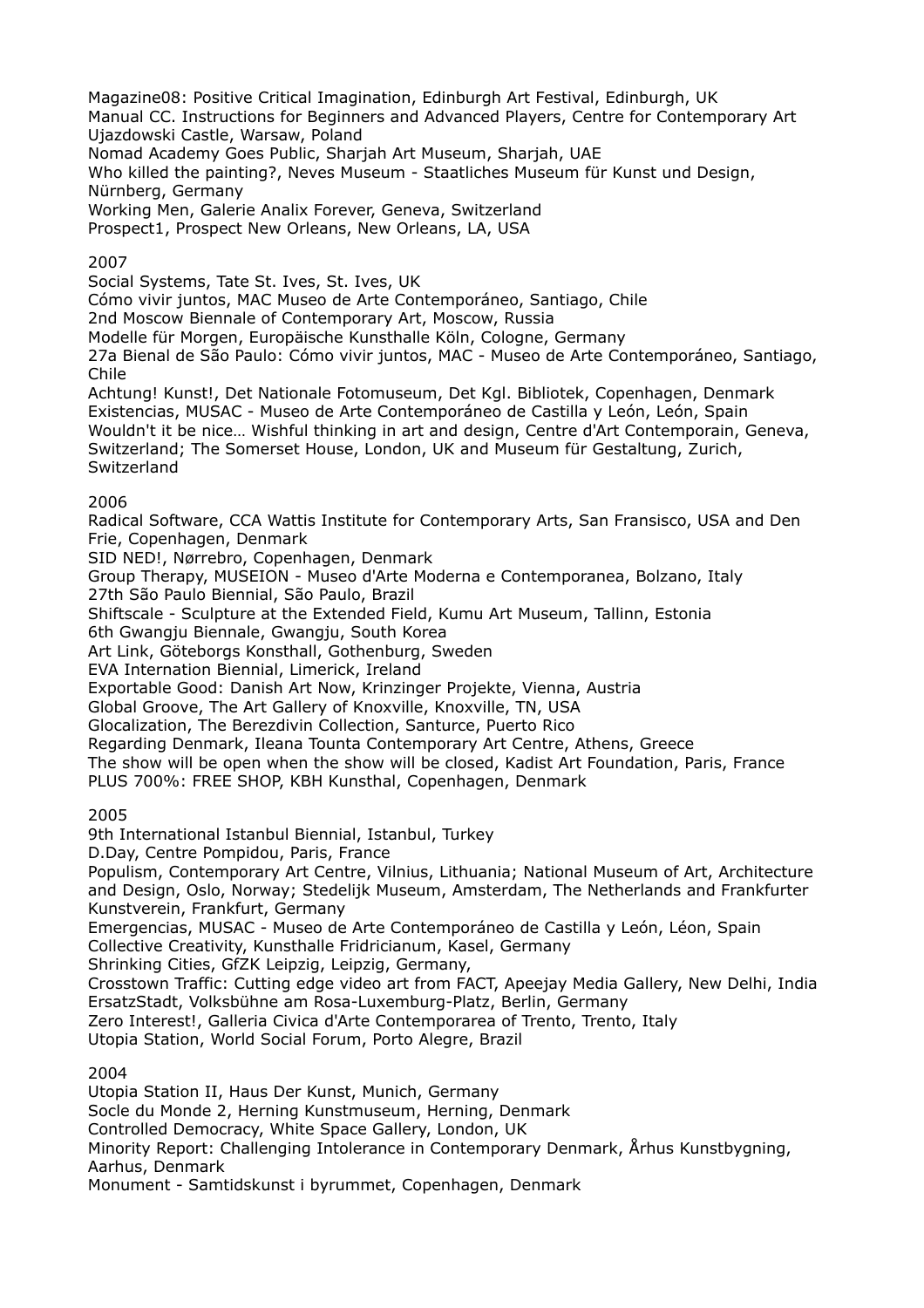Magazine08: Positive Critical Imagination, Edinburgh Art Festival, Edinburgh, UK
Manual CC. Instructions for Beginners and Advanced Players, Centre for Contemporary Art Ujazdowski Castle, Warsaw, Poland
Nomad Academy Goes Public, Sharjah Art Museum, Sharjah, UAE
Who killed the painting?, Neves Museum - Staatliches Museum für Kunst und Design, Nürnberg, Germany
Working Men, Galerie Analix Forever, Geneva, Switzerland
Prospect1, Prospect New Orleans, New Orleans, LA, USA

2007
Social Systems, Tate St. Ives, St. Ives, UK
Cómo vivir juntos, MAC Museo de Arte Contemporáneo, Santiago, Chile
2nd Moscow Biennale of Contemporary Art, Moscow, Russia
Modelle für Morgen, Europäische Kunsthalle Köln, Cologne, Germany
27a Bienal de São Paulo: Cómo vivir juntos, MAC - Museo de Arte Contemporáneo, Santiago, Chile
Achtung! Kunst!, Det Nationale Fotomuseum, Det Kgl. Bibliotek, Copenhagen, Denmark
Existencias, MUSAC - Museo de Arte Contemporáneo de Castilla y León, León, Spain
Wouldn't it be nice… Wishful thinking in art and design, Centre d'Art Contemporain, Geneva, Switzerland; The Somerset House, London, UK and Museum für Gestaltung, Zurich, Switzerland

2006
Radical Software, CCA Wattis Institute for Contemporary Arts, San Fransisco, USA and Den Frie, Copenhagen, Denmark
SID NED!, Nørrebro, Copenhagen, Denmark
Group Therapy, MUSEION - Museo d'Arte Moderna e Contemporanea, Bolzano, Italy
27th São Paulo Biennial, São Paulo, Brazil
Shiftscale - Sculpture at the Extended Field, Kumu Art Museum, Tallinn, Estonia
6th Gwangju Biennale, Gwangju, South Korea
Art Link, Göteborgs Konsthall, Gothenburg, Sweden
EVA Internation Biennial, Limerick, Ireland
Exportable Good: Danish Art Now, Krinzinger Projekte, Vienna, Austria
Global Groove, The Art Gallery of Knoxville, Knoxville, TN, USA
Glocalization, The Berezdivin Collection, Santurce, Puerto Rico
Regarding Denmark, Ileana Tounta Contemporary Art Centre, Athens, Greece
The show will be open when the show will be closed, Kadist Art Foundation, Paris, France
PLUS 700%: FREE SHOP, KBH Kunsthal, Copenhagen, Denmark

2005
9th International Istanbul Biennial, Istanbul, Turkey
D.Day, Centre Pompidou, Paris, France
Populism, Contemporary Art Centre, Vilnius, Lithuania; National Museum of Art, Architecture and Design, Oslo, Norway; Stedelijk Museum, Amsterdam, The Netherlands and Frankfurter Kunstverein, Frankfurt, Germany
Emergencias, MUSAC - Museo de Arte Contemporáneo de Castilla y León, Léon, Spain
Collective Creativity, Kunsthalle Fridricianum, Kasel, Germany
Shrinking Cities, GfZK Leipzig, Leipzig, Germany,
Crosstown Traffic: Cutting edge video art from FACT, Apeejay Media Gallery, New Delhi, India
ErsatzStadt, Volksbühne am Rosa-Luxemburg-Platz, Berlin, Germany
Zero Interest!, Galleria Civica d'Arte Contemporarea of Trento, Trento, Italy
Utopia Station, World Social Forum, Porto Alegre, Brazil

2004
Utopia Station II, Haus Der Kunst, Munich, Germany
Socle du Monde 2, Herning Kunstmuseum, Herning, Denmark
Controlled Democracy, White Space Gallery, London, UK
Minority Report: Challenging Intolerance in Contemporary Denmark, Århus Kunstbygning, Aarhus, Denmark
Monument - Samtidskunst i byrummet, Copenhagen, Denmark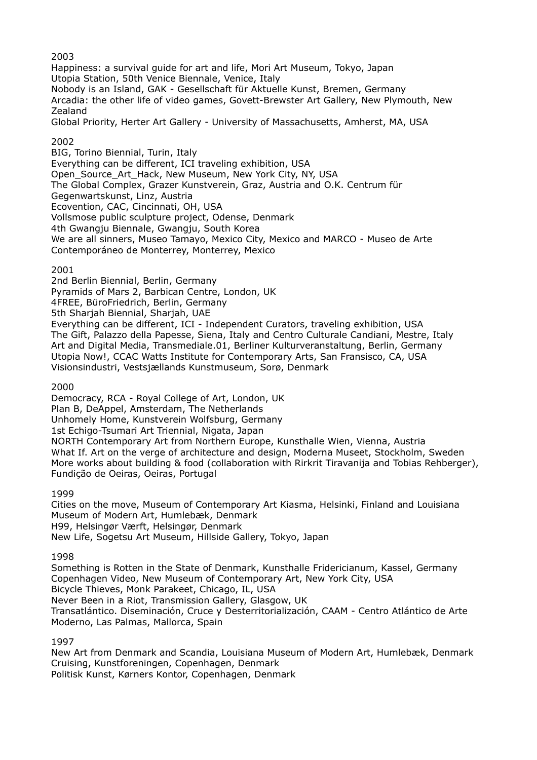2003

Happiness: a survival guide for art and life, Mori Art Museum, Tokyo, Japan
Utopia Station, 50th Venice Biennale, Venice, Italy
Nobody is an Island, GAK - Gesellschaft für Aktuelle Kunst, Bremen, Germany
Arcadia: the other life of video games, Govett-Brewster Art Gallery, New Plymouth, New Zealand
Global Priority, Herter Art Gallery - University of Massachusetts, Amherst, MA, USA

2002

BIG, Torino Biennial, Turin, Italy
Everything can be different, ICI traveling exhibition, USA
Open_Source_Art_Hack, New Museum, New York City, NY, USA
The Global Complex, Grazer Kunstverein, Graz, Austria and O.K. Centrum für Gegenwartskunst, Linz, Austria
Ecovention, CAC, Cincinnati, OH, USA
Vollsmose public sculpture project, Odense, Denmark
4th Gwangju Biennale, Gwangju, South Korea
We are all sinners, Museo Tamayo, Mexico City, Mexico and MARCO - Museo de Arte Contemporáneo de Monterrey, Monterrey, Mexico

2001

2nd Berlin Biennial, Berlin, Germany
Pyramids of Mars 2, Barbican Centre, London, UK
4FREE, BüroFriedrich, Berlin, Germany
5th Sharjah Biennial, Sharjah, UAE
Everything can be different, ICI - Independent Curators, traveling exhibition, USA
The Gift, Palazzo della Papesse, Siena, Italy and Centro Culturale Candiani, Mestre, Italy
Art and Digital Media, Transmediale.01, Berliner Kulturveranstaltung, Berlin, Germany
Utopia Now!, CCAC Watts Institute for Contemporary Arts, San Fransisco, CA, USA
Visionsindustri, Vestsjællands Kunstmuseum, Sorø, Denmark

2000

Democracy, RCA - Royal College of Art, London, UK
Plan B, DeAppel, Amsterdam, The Netherlands
Unhomely Home, Kunstverein Wolfsburg, Germany
1st Echigo-Tsumari Art Triennial, Nigata, Japan
NORTH Contemporary Art from Northern Europe, Kunsthalle Wien, Vienna, Austria
What If. Art on the verge of architecture and design, Moderna Museet, Stockholm, Sweden
More works about building & food (collaboration with Rirkrit Tiravanija and Tobias Rehberger), Fundição de Oeiras, Oeiras, Portugal

1999

Cities on the move, Museum of Contemporary Art Kiasma, Helsinki, Finland and Louisiana Museum of Modern Art, Humlebæk, Denmark
H99, Helsingør Værft, Helsingør, Denmark
New Life, Sogetsu Art Museum, Hillside Gallery, Tokyo, Japan

1998

Something is Rotten in the State of Denmark, Kunsthalle Fridericianum, Kassel, Germany
Copenhagen Video, New Museum of Contemporary Art, New York City, USA
Bicycle Thieves, Monk Parakeet, Chicago, IL, USA
Never Been in a Riot, Transmission Gallery, Glasgow, UK
Transatlántico. Diseminación, Cruce y Desterritorialización, CAAM - Centro Atlántico de Arte Moderno, Las Palmas, Mallorca, Spain

1997

New Art from Denmark and Scandia, Louisiana Museum of Modern Art, Humlebæk, Denmark
Cruising, Kunstforeningen, Copenhagen, Denmark
Politisk Kunst, Kørners Kontor, Copenhagen, Denmark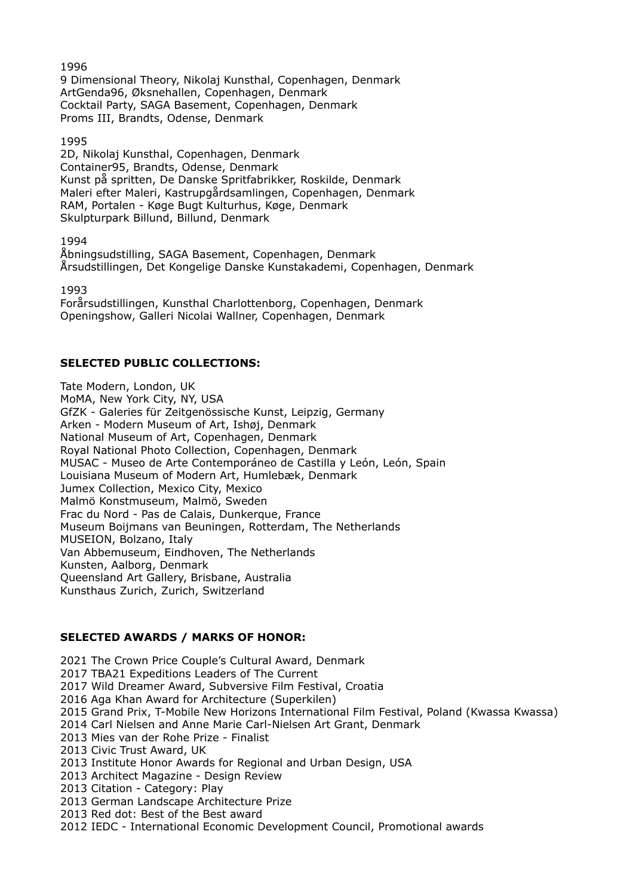1996
9 Dimensional Theory, Nikolaj Kunsthal, Copenhagen, Denmark
ArtGenda96, Øksnehallen, Copenhagen, Denmark
Cocktail Party, SAGA Basement, Copenhagen, Denmark
Proms III, Brandts, Odense, Denmark

1995
2D, Nikolaj Kunsthal, Copenhagen, Denmark
Container95, Brandts, Odense, Denmark
Kunst på spritten, De Danske Spritfabrikker, Roskilde, Denmark
Maleri efter Maleri, Kastrupgårdsamlingen, Copenhagen, Denmark
RAM, Portalen - Køge Bugt Kulturhus, Køge, Denmark
Skulpturpark Billund, Billund, Denmark

1994
Åbningsudstilling, SAGA Basement, Copenhagen, Denmark
Årsudstillingen, Det Kongelige Danske Kunstakademi, Copenhagen, Denmark

1993
Forårsudstillingen, Kunsthal Charlottenborg, Copenhagen, Denmark
Openingshow, Galleri Nicolai Wallner, Copenhagen, Denmark

**SELECTED PUBLIC COLLECTIONS:**

Tate Modern, London, UK
MoMA, New York City, NY, USA
GfZK - Galeries für Zeitgenössische Kunst, Leipzig, Germany
Arken - Modern Museum of Art, Ishøj, Denmark
National Museum of Art, Copenhagen, Denmark
Royal National Photo Collection, Copenhagen, Denmark
MUSAC - Museo de Arte Contemporáneo de Castilla y León, León, Spain
Louisiana Museum of Modern Art, Humlebæk, Denmark
Jumex Collection, Mexico City, Mexico
Malmö Konstmuseum, Malmö, Sweden
Frac du Nord - Pas de Calais, Dunkerque, France
Museum Boijmans van Beuningen, Rotterdam, The Netherlands
MUSEION, Bolzano, Italy
Van Abbemuseum, Eindhoven, The Netherlands
Kunsten, Aalborg, Denmark
Queensland Art Gallery, Brisbane, Australia
Kunsthaus Zurich, Zurich, Switzerland

**SELECTED AWARDS / MARKS OF HONOR:**

2021 The Crown Price Couple's Cultural Award, Denmark
2017 TBA21 Expeditions Leaders of The Current
2017 Wild Dreamer Award, Subversive Film Festival, Croatia
2016 Aga Khan Award for Architecture (Superkilen)
2015 Grand Prix, T-Mobile New Horizons International Film Festival, Poland (Kwassa Kwassa)
2014 Carl Nielsen and Anne Marie Carl-Nielsen Art Grant, Denmark
2013 Mies van der Rohe Prize - Finalist
2013 Civic Trust Award, UK
2013 Institute Honor Awards for Regional and Urban Design, USA
2013 Architect Magazine - Design Review
2013 Citation - Category: Play
2013 German Landscape Architecture Prize
2013 Red dot: Best of the Best award
2012 IEDC - International Economic Development Council, Promotional awards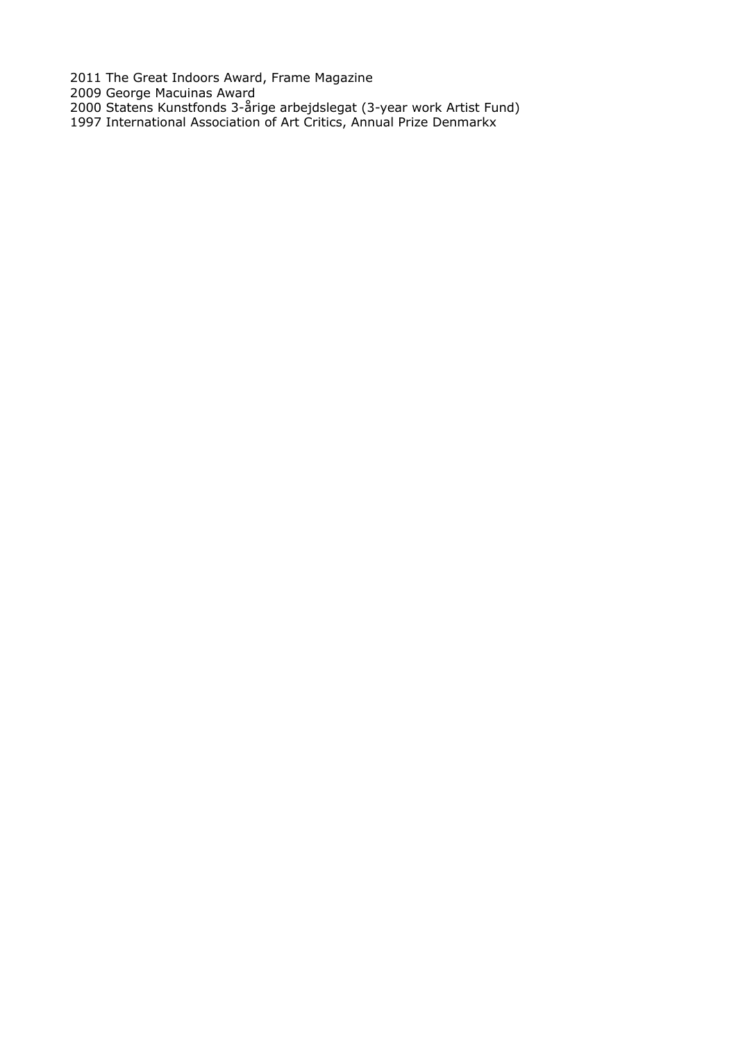2011 The Great Indoors Award, Frame Magazine
2009 George Macuinas Award
2000 Statens Kunstfonds 3-årige arbejdslegat (3-year work Artist Fund)
1997 International Association of Art Critics, Annual Prize Denmarkx